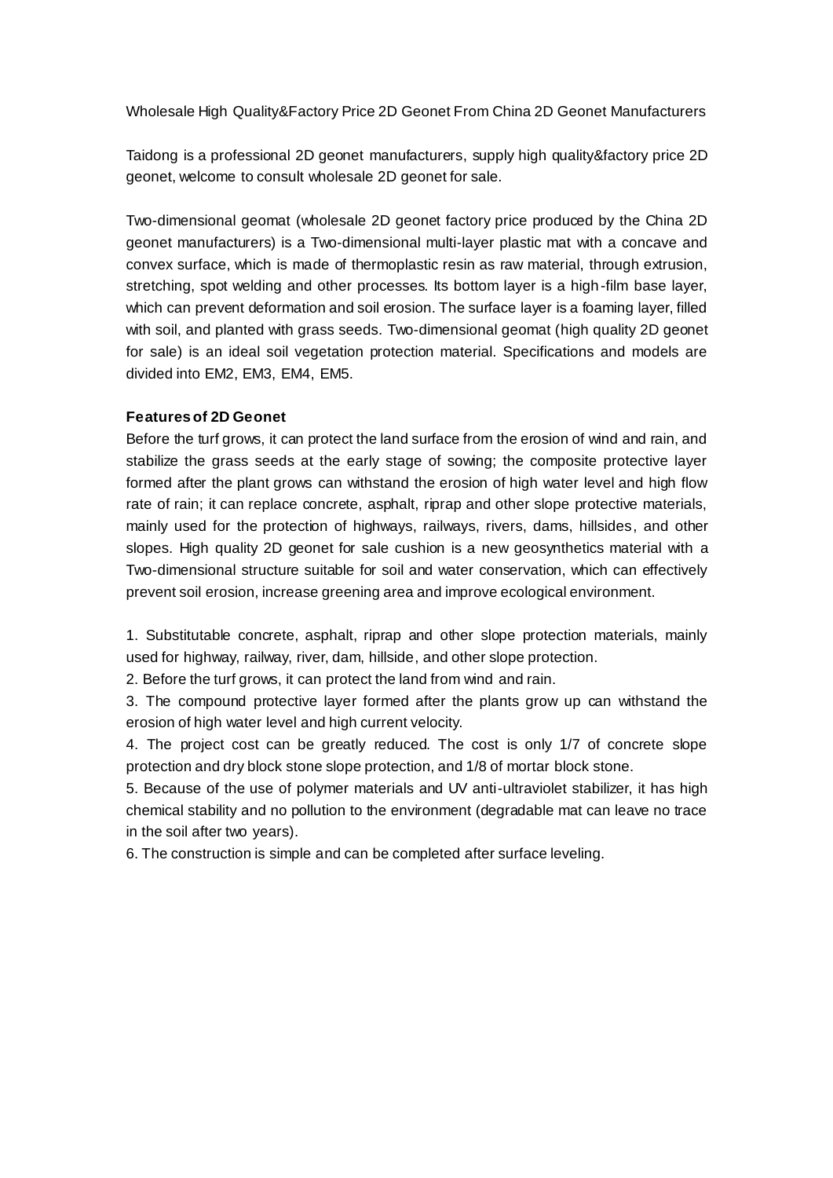Wholesale High Quality&Factory Price 2D Geonet From China 2D Geonet Manufacturers

Taidong is a professional 2D geonet manufacturers, supply high quality&factory price 2D geonet, welcome to consult wholesale 2D geonet for sale.

Two-dimensional geomat (wholesale 2D geonet factory price produced by the China 2D geonet manufacturers) is a Two-dimensional multi-layer plastic mat with a concave and convex surface, which is made of thermoplastic resin as raw material, through extrusion, stretching, spot welding and other processes. Its bottom layer is a high-film base layer, which can prevent deformation and soil erosion. The surface layer is a foaming layer, filled with soil, and planted with grass seeds. Two-dimensional geomat (high quality 2D geonet for sale) is an ideal soil vegetation protection material. Specifications and models are divided into EM2, EM3, EM4, EM5.

**Features of 2D Geonet**

Before the turf grows, it can protect the land surface from the erosion of wind and rain, and stabilize the grass seeds at the early stage of sowing; the composite protective layer formed after the plant grows can withstand the erosion of high water level and high flow rate of rain; it can replace concrete, asphalt, riprap and other slope protective materials, mainly used for the protection of highways, railways, rivers, dams, hillsides, and other slopes. High quality 2D geonet for sale cushion is a new geosynthetics material with a Two-dimensional structure suitable for soil and water conservation, which can effectively prevent soil erosion, increase greening area and improve ecological environment.

1. Substitutable concrete, asphalt, riprap and other slope protection materials, mainly used for highway, railway, river, dam, hillside, and other slope protection.
2. Before the turf grows, it can protect the land from wind and rain.
3. The compound protective layer formed after the plants grow up can withstand the erosion of high water level and high current velocity.
4. The project cost can be greatly reduced. The cost is only 1/7 of concrete slope protection and dry block stone slope protection, and 1/8 of mortar block stone.
5. Because of the use of polymer materials and UV anti-ultraviolet stabilizer, it has high chemical stability and no pollution to the environment (degradable mat can leave no trace in the soil after two years).
6. The construction is simple and can be completed after surface leveling.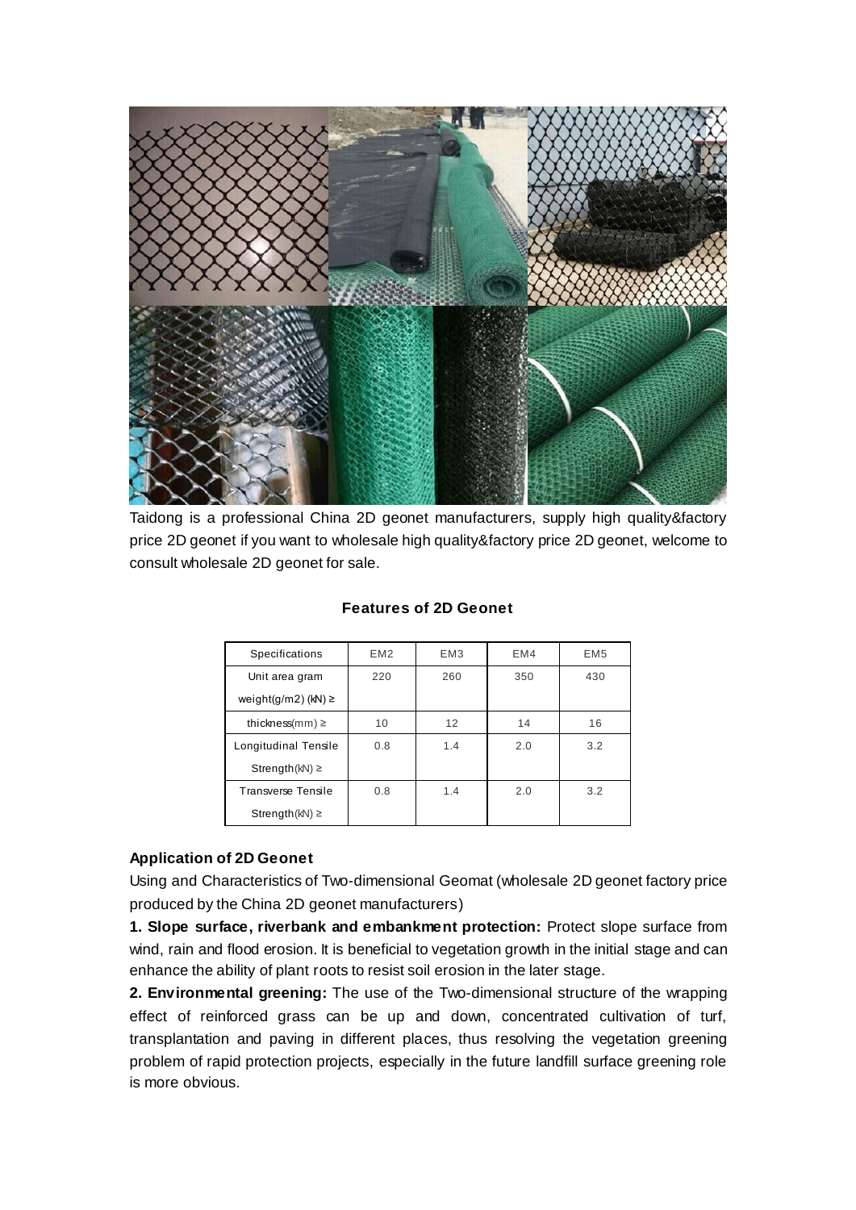Taidong is a professional China 2D geonet manufacturers, supply high quality&factory price 2D geonet if you want to wholesale high quality&factory price 2D geonet, welcome to consult wholesale 2D geonet for sale.

## Features of 2D Geonet

| Specifications | EM2 | EM3 | EM4 | EM5 |
|---|---|---|---|---|
| Unit area gram weight(g/m2) (kN) ≥ | 220 | 260 | 350 | 430 |
| thickness(mm) ≥ | 10 | 12 | 14 | 16 |
| Longitudinal Tensile Strength(kN) ≥ | 0.8 | 1.4 | 2.0 | 3.2 |
| Transverse Tensile Strength(kN) ≥ | 0.8 | 1.4 | 2.0 | 3.2 |

### Application of 2D Geonet

Using and Characteristics of Two-dimensional Geomat (wholesale 2D geonet factory price produced by the China 2D geonet manufacturers)

**1. Slope surface, riverbank and embankment protection:** Protect slope surface from wind, rain and flood erosion. It is beneficial to vegetation growth in the initial stage and can enhance the ability of plant roots to resist soil erosion in the later stage.

**2. Environmental greening:** The use of the Two-dimensional structure of the wrapping effect of reinforced grass can be up and down, concentrated cultivation of turf, transplantation and paving in different places, thus resolving the vegetation greening problem of rapid protection projects, especially in the future landfill surface greening role is more obvious.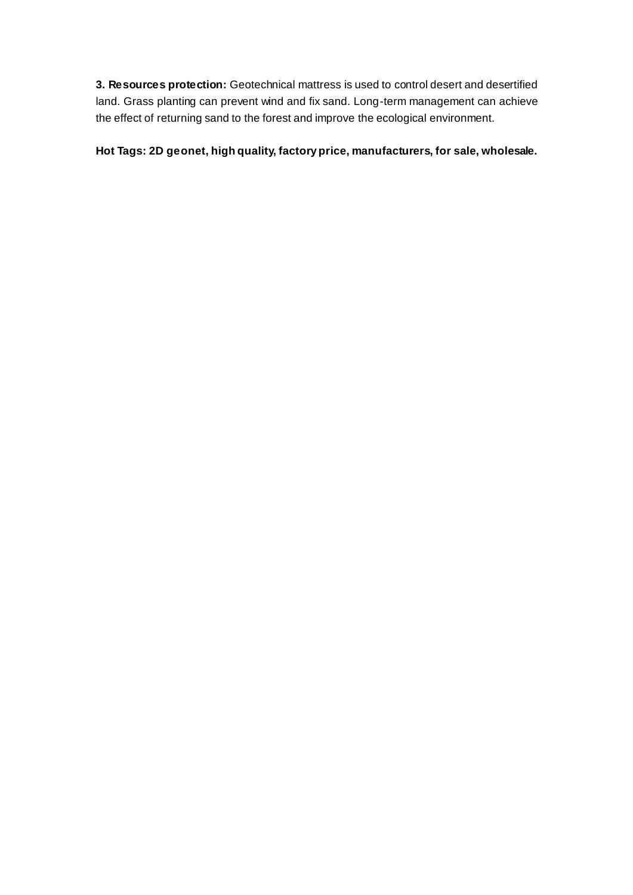**3. Resources protection:** Geotechnical mattress is used to control desert and desertified land. Grass planting can prevent wind and fix sand. Long-term management can achieve the effect of returning sand to the forest and improve the ecological environment.

**Hot Tags: 2D geonet, high quality, factory price, manufacturers, for sale, wholesale.**